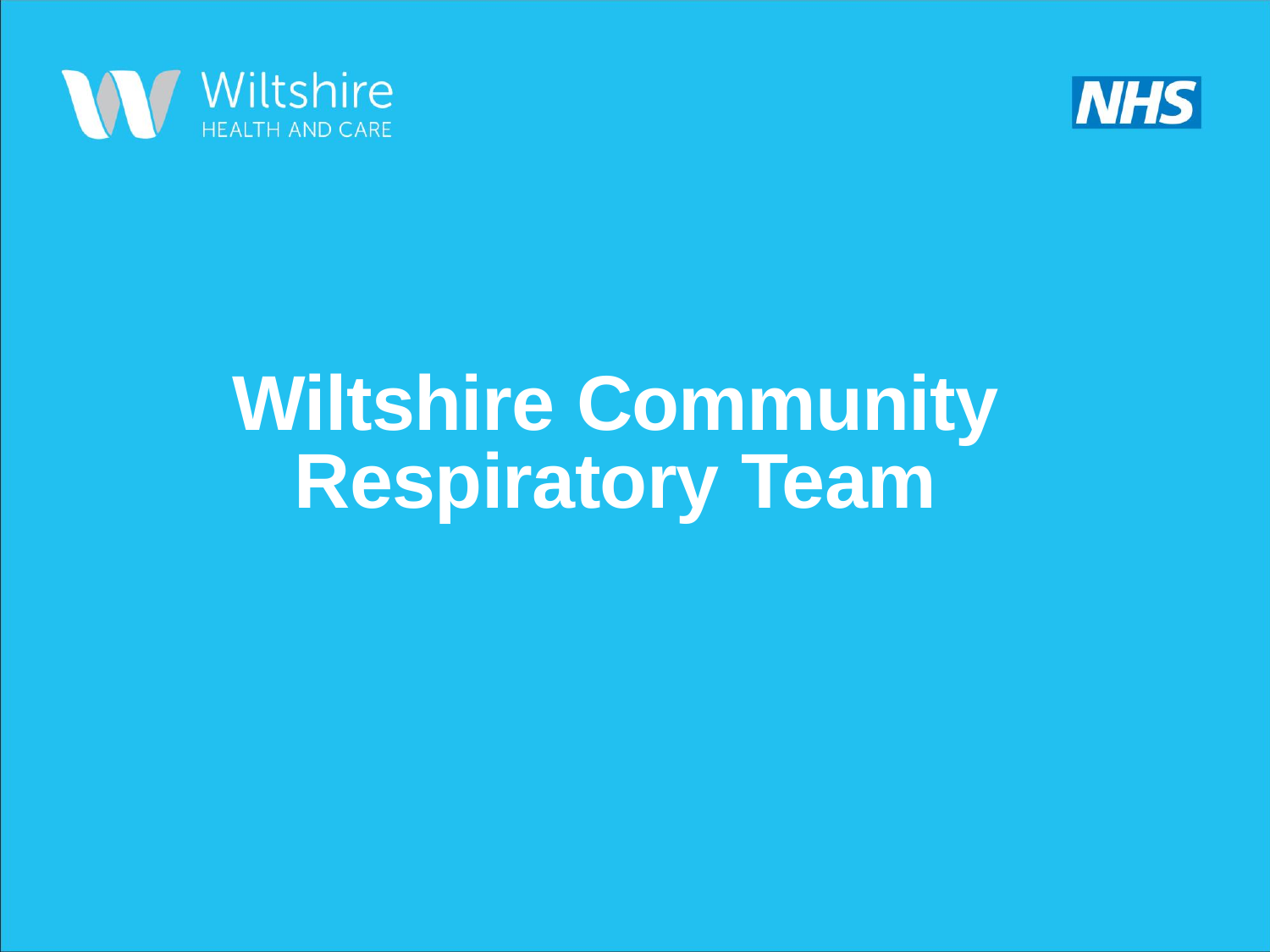Wiltshire
HEALTH AND CARE

NHS

# Wiltshire Community Respiratory Team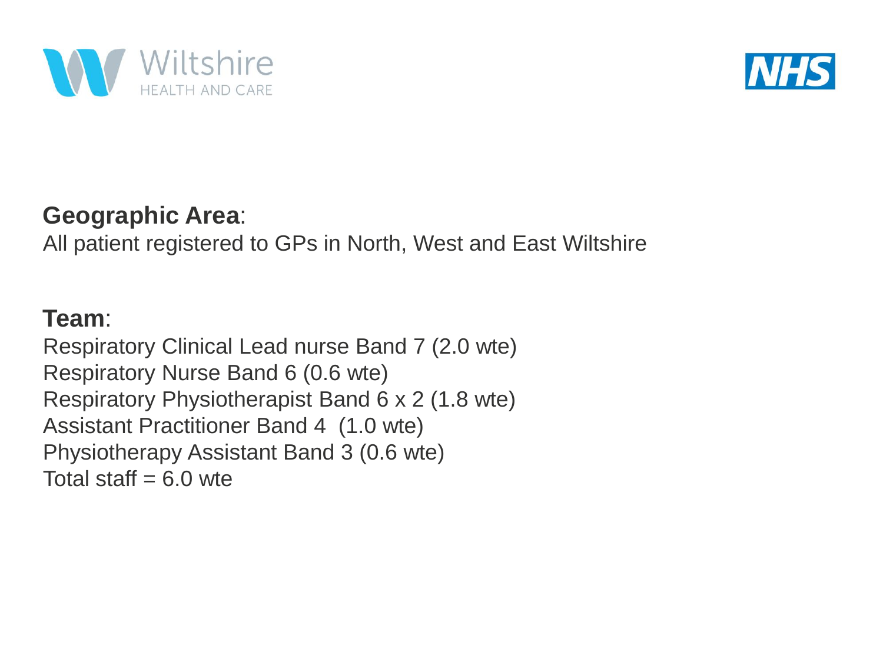**Geographic Area**:
All patient registered to GPs in North, West and East Wiltshire

**Team**:
Respiratory Clinical Lead nurse Band 7 (2.0 wte)
Respiratory Nurse Band 6 (0.6 wte)
Respiratory Physiotherapist Band 6 x 2 (1.8 wte)
Assistant Practitioner Band 4 (1.0 wte)
Physiotherapy Assistant Band 3 (0.6 wte)
Total staff = 6.0 wte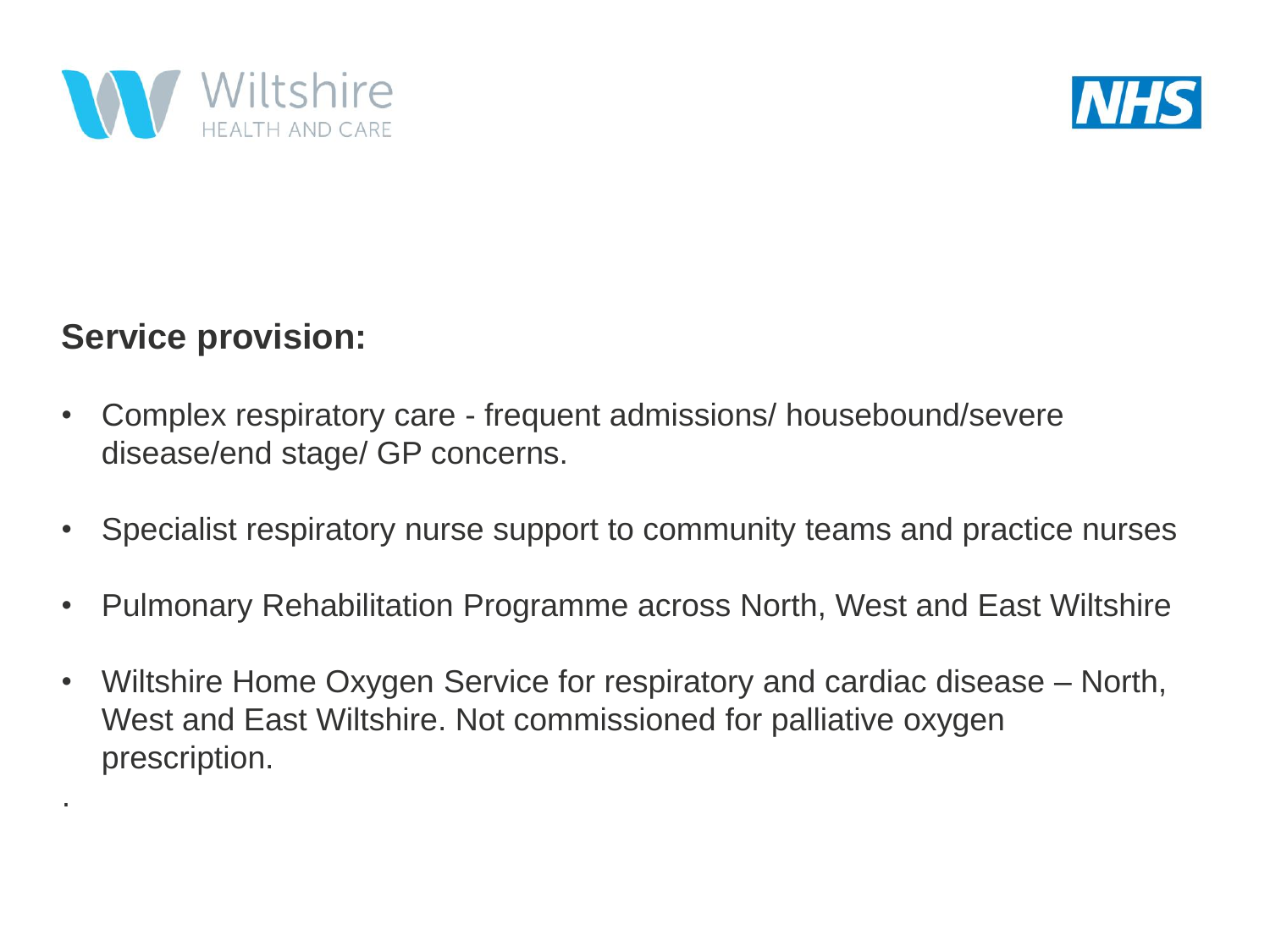## Service provision:

- Complex respiratory care - frequent admissions/ housebound/severe disease/end stage/ GP concerns.
- Specialist respiratory nurse support to community teams and practice nurses
- Pulmonary Rehabilitation Programme across North, West and East Wiltshire
- Wiltshire Home Oxygen Service for respiratory and cardiac disease – North, West and East Wiltshire. Not commissioned for palliative oxygen prescription.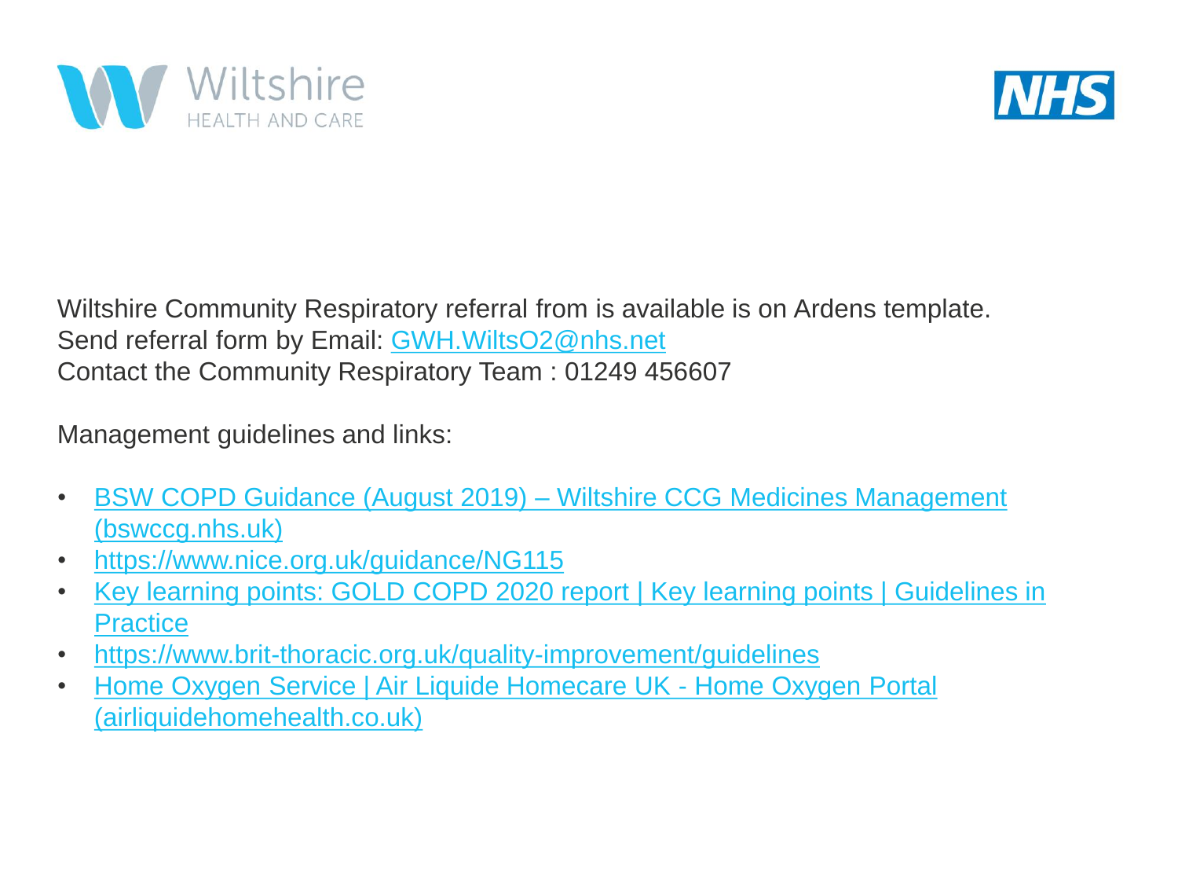Wiltshire Community Respiratory referral from is available is on Ardens template.
Send referral form by Email: GWH.WiltsO2@nhs.net
Contact the Community Respiratory Team : 01249 456607

Management guidelines and links:

- BSW COPD Guidance (August 2019) – Wiltshire CCG Medicines Management (bswccg.nhs.uk)
- https://www.nice.org.uk/guidance/NG115
- Key learning points: GOLD COPD 2020 report | Key learning points | Guidelines in Practice
- https://www.brit-thoracic.org.uk/quality-improvement/guidelines
- Home Oxygen Service | Air Liquide Homecare UK - Home Oxygen Portal (airliquidehomehealth.co.uk)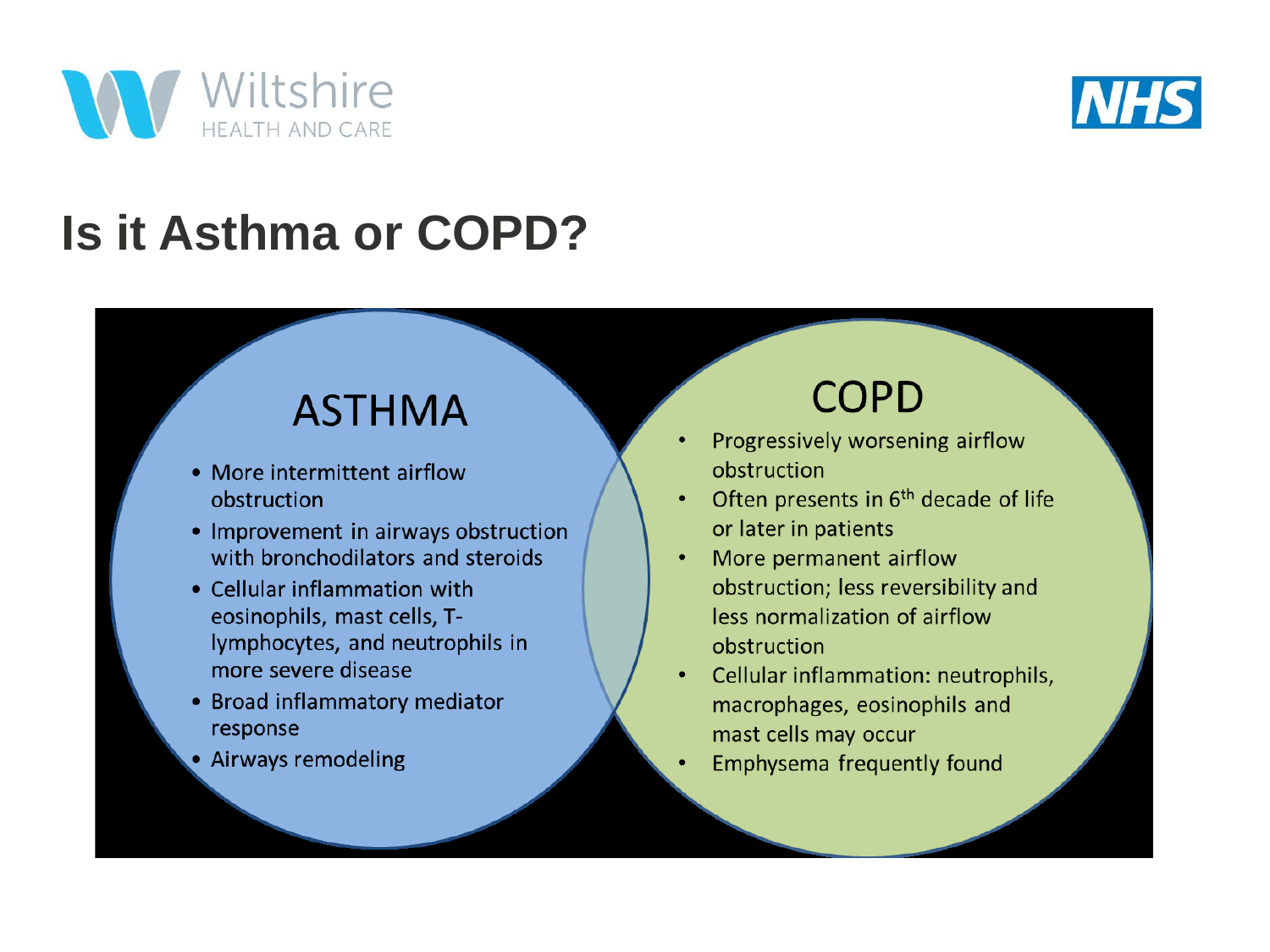# Is it Asthma or COPD?

## ASTHMA

- More intermittent airflow obstruction
- Improvement in airways obstruction with bronchodilators and steroids
- Cellular inflammation with eosinophils, mast cells, T-lymphocytes, and neutrophils in more severe disease
- Broad inflammatory mediator response
- Airways remodeling

## COPD

- Progressively worsening airflow obstruction
- Often presents in 6th decade of life or later in patients
- More permanent airflow obstruction; less reversibility and less normalization of airflow obstruction
- Cellular inflammation: neutrophils, macrophages, eosinophils and mast cells may occur
- Emphysema frequently found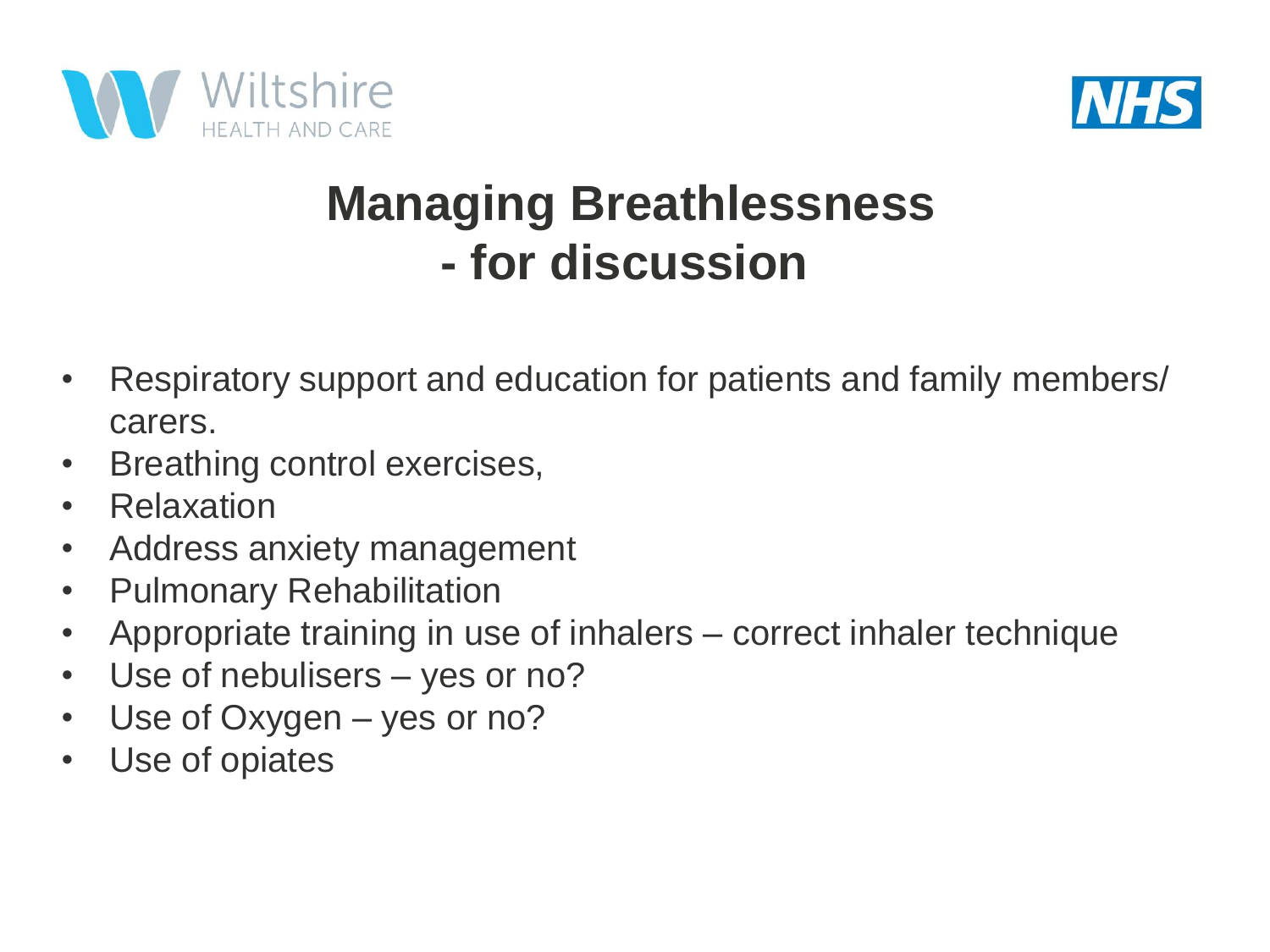# Managing Breathlessness - for discussion

- Respiratory support and education for patients and family members/ carers.
- Breathing control exercises,
- Relaxation
- Address anxiety management
- Pulmonary Rehabilitation
- Appropriate training in use of inhalers – correct inhaler technique
- Use of nebulisers – yes or no?
- Use of Oxygen – yes or no?
- Use of opiates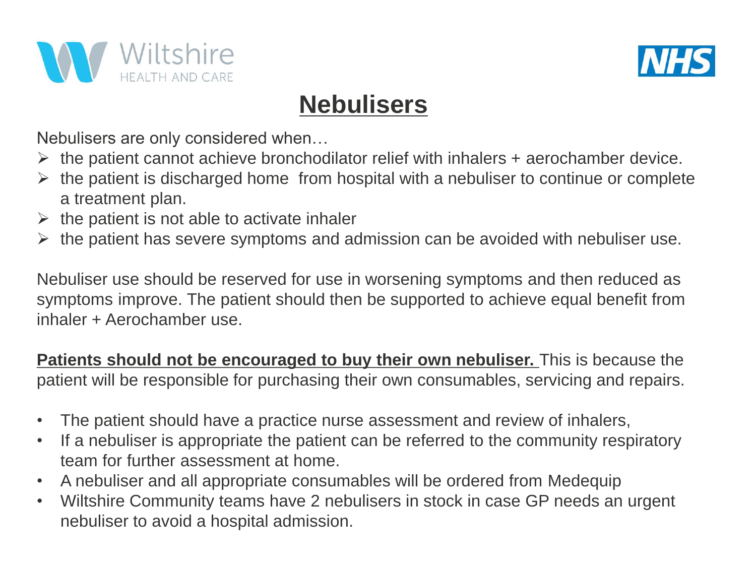# Nebulisers

Nebulisers are only considered when…

- the patient cannot achieve bronchodilator relief with inhalers + aerochamber device.
- the patient is discharged home from hospital with a nebuliser to continue or complete a treatment plan.
- the patient is not able to activate inhaler
- the patient has severe symptoms and admission can be avoided with nebuliser use.

Nebuliser use should be reserved for use in worsening symptoms and then reduced as symptoms improve. The patient should then be supported to achieve equal benefit from inhaler + Aerochamber use.

**Patients should not be encouraged to buy their own nebuliser.** This is because the patient will be responsible for purchasing their own consumables, servicing and repairs.

- The patient should have a practice nurse assessment and review of inhalers,
- If a nebuliser is appropriate the patient can be referred to the community respiratory team for further assessment at home.
- A nebuliser and all appropriate consumables will be ordered from Medequip
- Wiltshire Community teams have 2 nebulisers in stock in case GP needs an urgent nebuliser to avoid a hospital admission.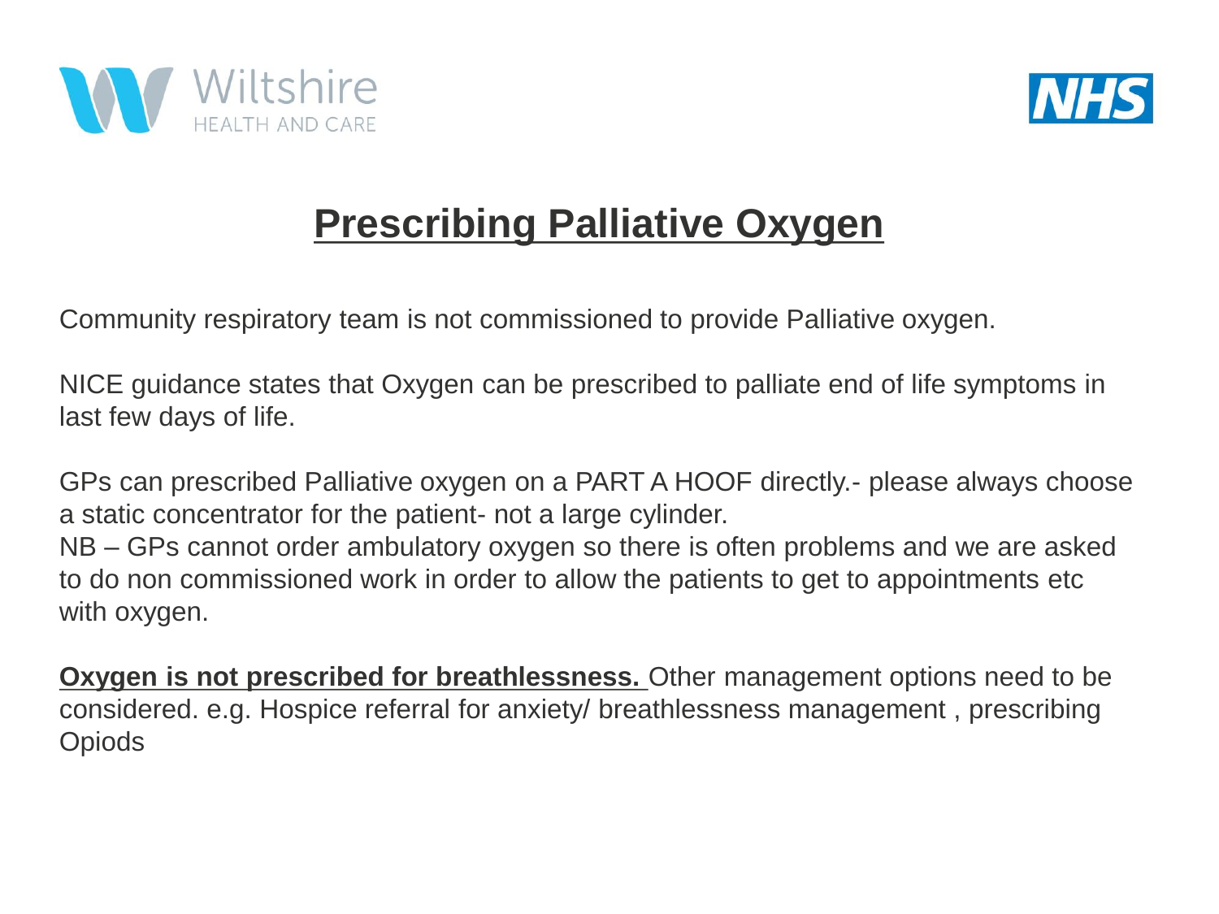# Prescribing Palliative Oxygen

Community respiratory team is not commissioned to provide Palliative oxygen.

NICE guidance states that Oxygen can be prescribed to palliate end of life symptoms in last few days of life.

GPs can prescribed Palliative oxygen on a PART A HOOF directly.- please always choose a static concentrator for the patient- not a large cylinder.
NB – GPs cannot order ambulatory oxygen so there is often problems and we are asked to do non commissioned work in order to allow the patients to get to appointments etc with oxygen.

**Oxygen is not prescribed for breathlessness.** Other management options need to be considered. e.g. Hospice referral for anxiety/ breathlessness management , prescribing Opiods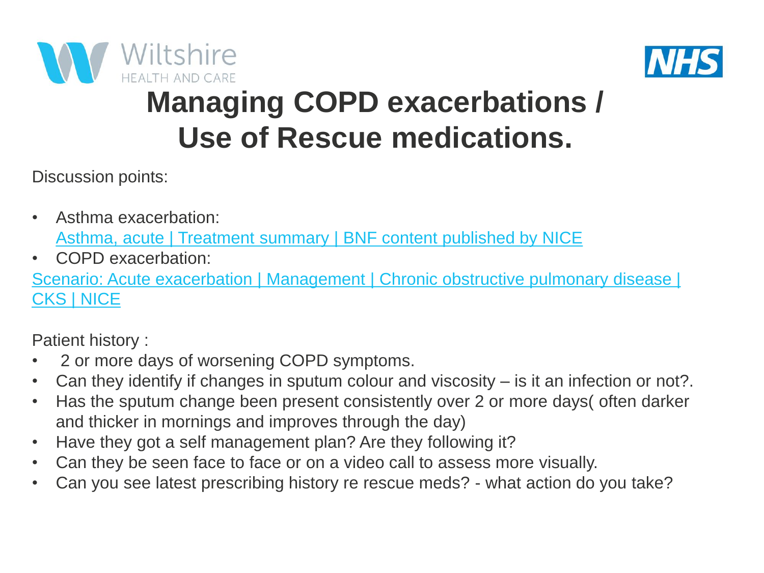# Managing COPD exacerbations / Use of Rescue medications.

Discussion points:

- Asthma exacerbation:
  Asthma, acute | Treatment summary | BNF content published by NICE
- COPD exacerbation:

Scenario: Acute exacerbation | Management | Chronic obstructive pulmonary disease | CKS | NICE

Patient history :

- 2 or more days of worsening COPD symptoms.
- Can they identify if changes in sputum colour and viscosity – is it an infection or not?.
- Has the sputum change been present consistently over 2 or more days( often darker and thicker in mornings and improves through the day)
- Have they got a self management plan? Are they following it?
- Can they be seen face to face or on a video call to assess more visually.
- Can you see latest prescribing history re rescue meds? - what action do you take?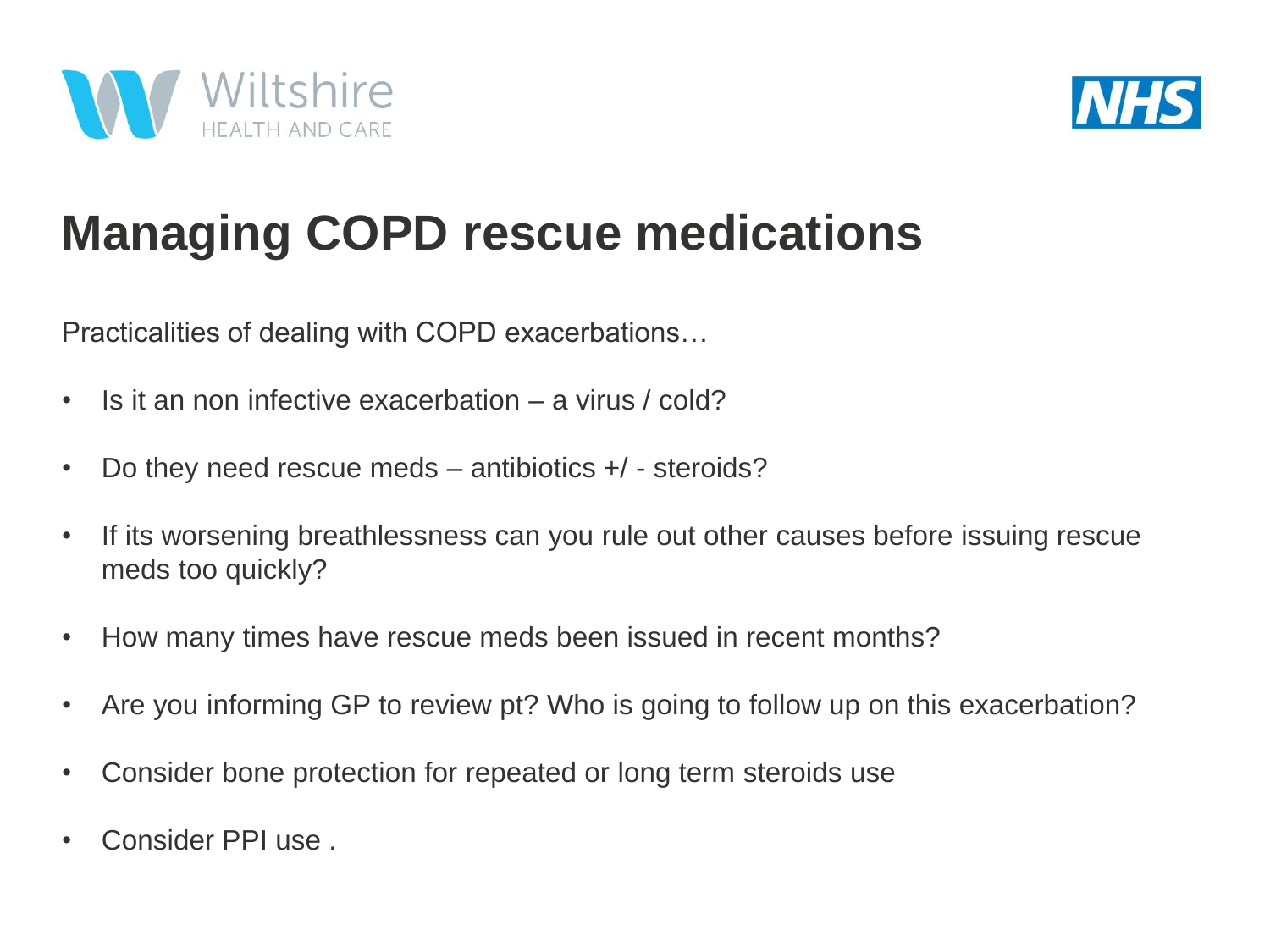# Managing COPD rescue medications

Practicalities of dealing with COPD exacerbations…

- Is it an non infective exacerbation – a virus / cold?
- Do they need rescue meds – antibiotics +/ - steroids?
- If its worsening breathlessness can you rule out other causes before issuing rescue meds too quickly?
- How many times have rescue meds been issued in recent months?
- Are you informing GP to review pt? Who is going to follow up on this exacerbation?
- Consider bone protection for repeated or long term steroids use
- Consider PPI use .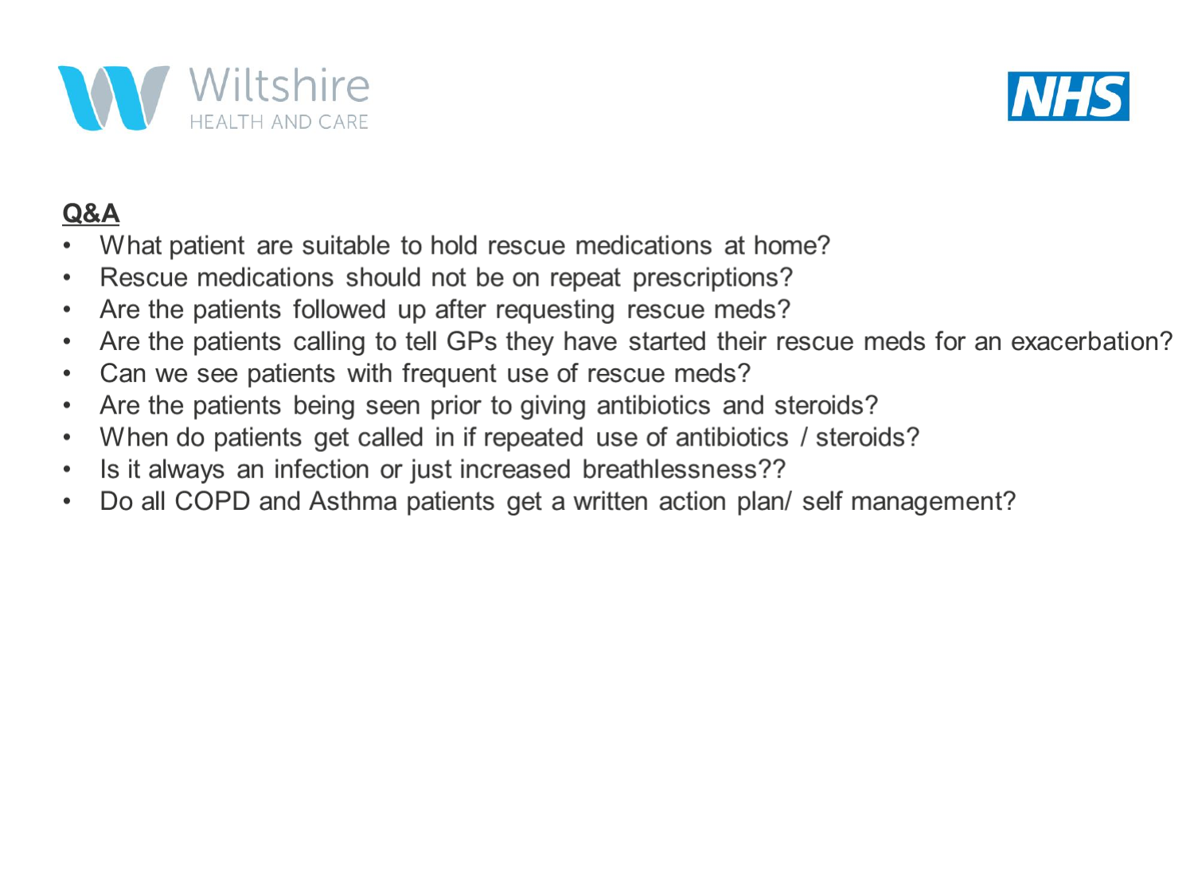## Q&A

- What patient are suitable to hold rescue medications at home?
- Rescue medications should not be on repeat prescriptions?
- Are the patients followed up after requesting rescue meds?
- Are the patients calling to tell GPs they have started their rescue meds for an exacerbation?
- Can we see patients with frequent use of rescue meds?
- Are the patients being seen prior to giving antibiotics and steroids?
- When do patients get called in if repeated use of antibiotics / steroids?
- Is it always an infection or just increased breathlessness??
- Do all COPD and Asthma patients get a written action plan/ self management?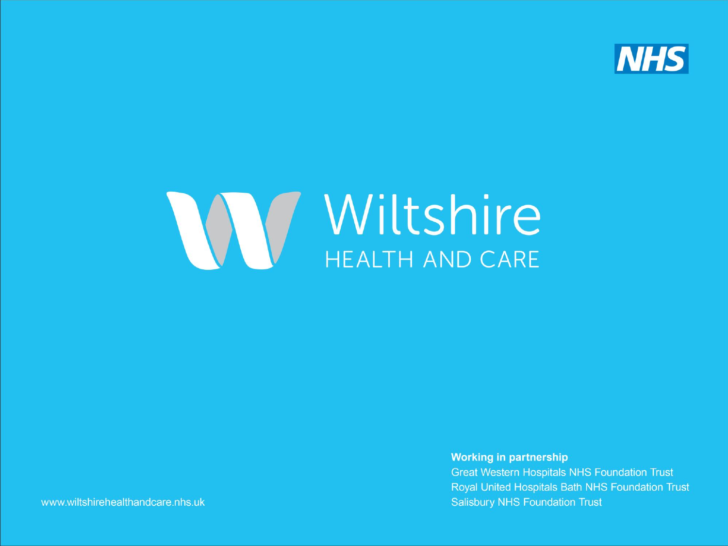NHS

Wiltshire
HEALTH AND CARE

**Working in partnership**
Great Western Hospitals NHS Foundation Trust
Royal United Hospitals Bath NHS Foundation Trust
Salisbury NHS Foundation Trust

www.wiltshirehealthandcare.nhs.uk